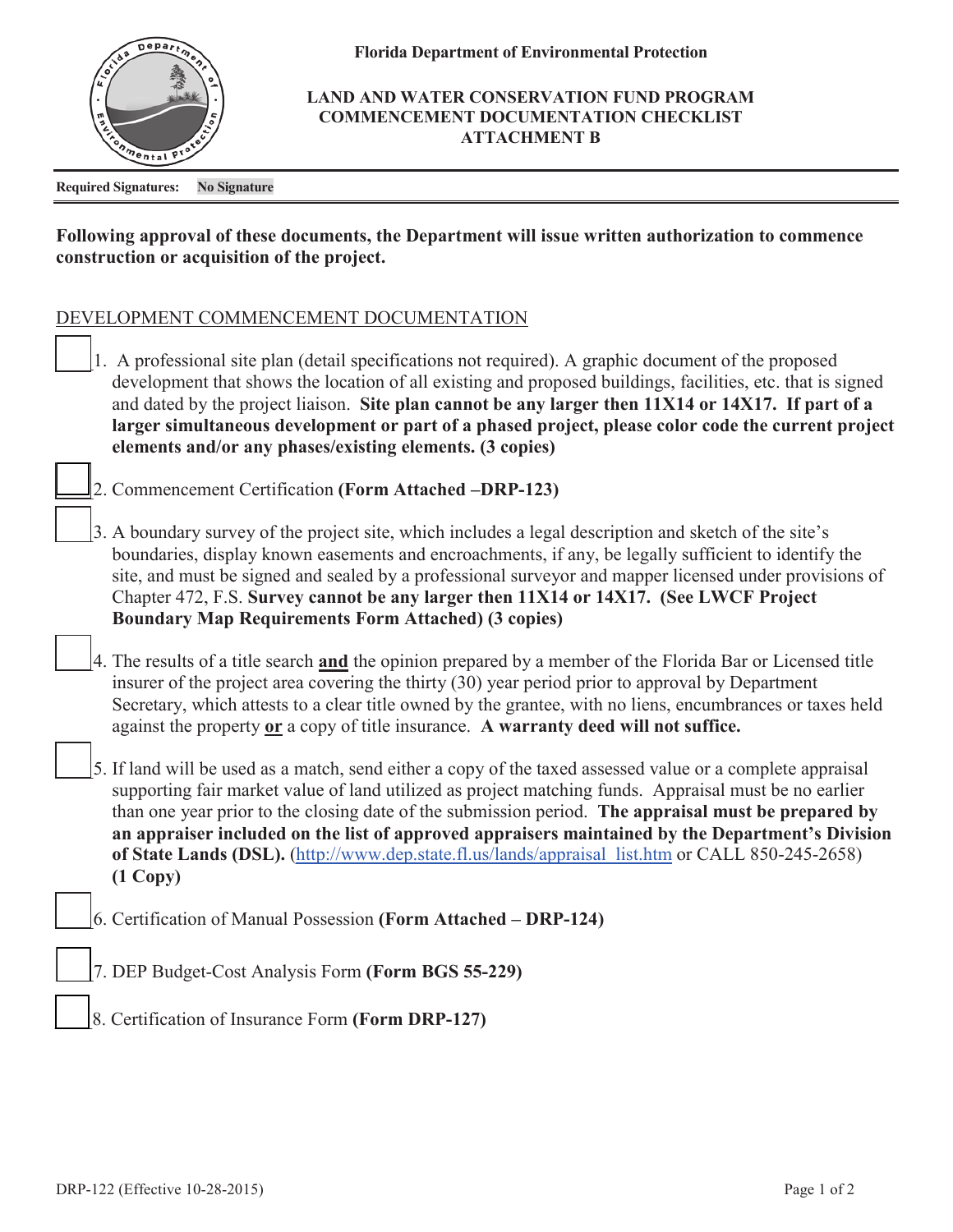**Florida Department of Environmental Protection**

**LAND AND WATER CONSERVATION FUND PROGRAM**
**COMMENCEMENT DOCUMENTATION CHECKLIST**
**ATTACHMENT B**

**Required Signatures:** **No Signature**

**Following approval of these documents, the Department will issue written authorization to commence construction or acquisition of the project.**

DEVELOPMENT COMMENCEMENT DOCUMENTATION

☐ 1. A professional site plan (detail specifications not required). A graphic document of the proposed development that shows the location of all existing and proposed buildings, facilities, etc. that is signed and dated by the project liaison. **Site plan cannot be any larger then 11X14 or 14X17. If part of a larger simultaneous development or part of a phased project, please color code the current project elements and/or any phases/existing elements. (3 copies)**

☐ 2. Commencement Certification **(Form Attached –DRP-123)**

☐ 3. A boundary survey of the project site, which includes a legal description and sketch of the site's boundaries, display known easements and encroachments, if any, be legally sufficient to identify the site, and must be signed and sealed by a professional surveyor and mapper licensed under provisions of Chapter 472, F.S. **Survey cannot be any larger then 11X14 or 14X17. (See LWCF Project Boundary Map Requirements Form Attached) (3 copies)**

☐ 4. The results of a title search **and** the opinion prepared by a member of the Florida Bar or Licensed title insurer of the project area covering the thirty (30) year period prior to approval by Department Secretary, which attests to a clear title owned by the grantee, with no liens, encumbrances or taxes held against the property **or** a copy of title insurance. **A warranty deed will not suffice.**

☐ 5. If land will be used as a match, send either a copy of the taxed assessed value or a complete appraisal supporting fair market value of land utilized as project matching funds. Appraisal must be no earlier than one year prior to the closing date of the submission period. **The appraisal must be prepared by an appraiser included on the list of approved appraisers maintained by the Department's Division of State Lands (DSL).** (http://www.dep.state.fl.us/lands/appraisal_list.htm or CALL 850-245-2658) **(1 Copy)**

☐ 6. Certification of Manual Possession **(Form Attached – DRP-124)**

☐ 7. DEP Budget-Cost Analysis Form **(Form BGS 55-229)**

☐ 8. Certification of Insurance Form **(Form DRP-127)**

DRP-122 (Effective 10-28-2015)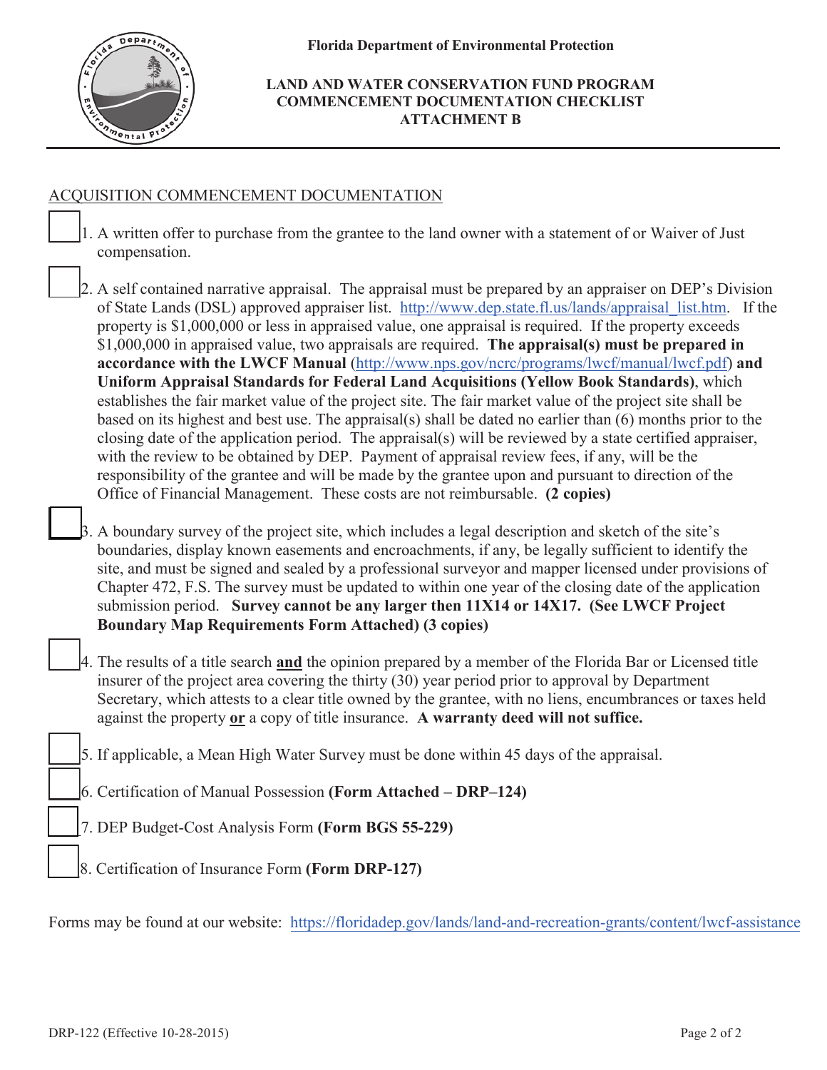**Florida Department of Environmental Protection**

**LAND AND WATER CONSERVATION FUND PROGRAM**
**COMMENCEMENT DOCUMENTATION CHECKLIST**
**ATTACHMENT B**

ACQUISITION COMMENCEMENT DOCUMENTATION

- [ ] 1. A written offer to purchase from the grantee to the land owner with a statement of or Waiver of Just compensation.

- [ ] 2. A self contained narrative appraisal. The appraisal must be prepared by an appraiser on DEP's Division of State Lands (DSL) approved appraiser list. http://www.dep.state.fl.us/lands/appraisal_list.htm. If the property is $1,000,000 or less in appraised value, one appraisal is required. If the property exceeds $1,000,000 in appraised value, two appraisals are required. **The appraisal(s) must be prepared in accordance with the LWCF Manual** (http://www.nps.gov/ncrc/programs/lwcf/manual/lwcf.pdf) **and Uniform Appraisal Standards for Federal Land Acquisitions (Yellow Book Standards)**, which establishes the fair market value of the project site. The fair market value of the project site shall be based on its highest and best use. The appraisal(s) shall be dated no earlier than (6) months prior to the closing date of the application period. The appraisal(s) will be reviewed by a state certified appraiser, with the review to be obtained by DEP. Payment of appraisal review fees, if any, will be the responsibility of the grantee and will be made by the grantee upon and pursuant to direction of the Office of Financial Management. These costs are not reimbursable. **(2 copies)**

- [ ] 3. A boundary survey of the project site, which includes a legal description and sketch of the site's boundaries, display known easements and encroachments, if any, be legally sufficient to identify the site, and must be signed and sealed by a professional surveyor and mapper licensed under provisions of Chapter 472, F.S. The survey must be updated to within one year of the closing date of the application submission period. **Survey cannot be any larger then 11X14 or 14X17. (See LWCF Project Boundary Map Requirements Form Attached) (3 copies)**

- [ ] 4. The results of a title search **and** the opinion prepared by a member of the Florida Bar or Licensed title insurer of the project area covering the thirty (30) year period prior to approval by Department Secretary, which attests to a clear title owned by the grantee, with no liens, encumbrances or taxes held against the property **or** a copy of title insurance. **A warranty deed will not suffice.**

- [ ] 5. If applicable, a Mean High Water Survey must be done within 45 days of the appraisal.

- [ ] 6. Certification of Manual Possession **(Form Attached – DRP–124)**

- [ ] 7. DEP Budget-Cost Analysis Form **(Form BGS 55-229)**

- [ ] 8. Certification of Insurance Form **(Form DRP-127)**

Forms may be found at our website: https://floridadep.gov/lands/land-and-recreation-grants/content/lwcf-assistance

DRP-122 (Effective 10-28-2015)